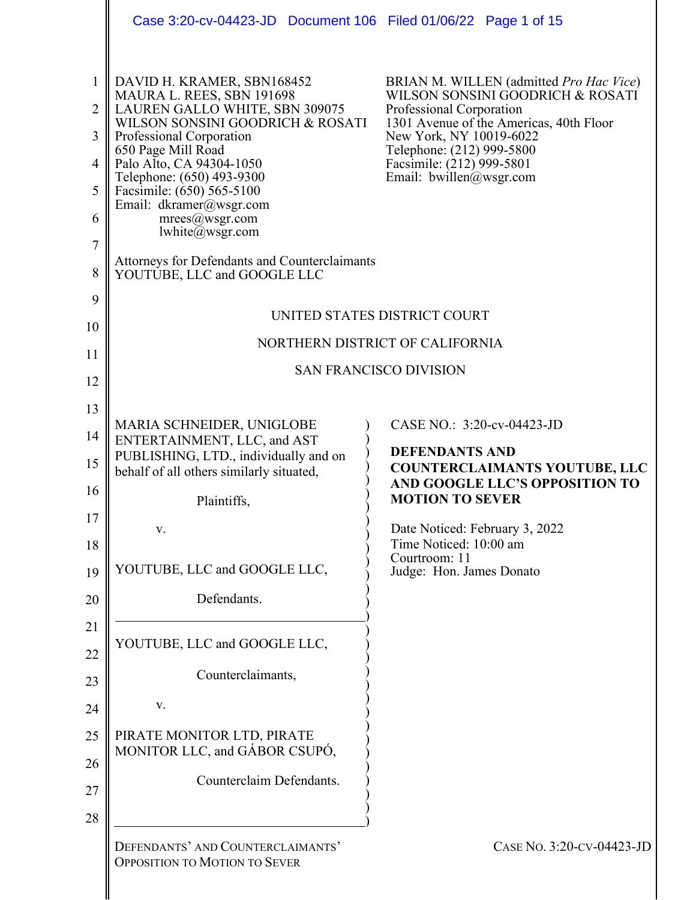DAVID H. KRAMER, SBN168452
MAURA L. REES, SBN 191698
LAUREN GALLO WHITE, SBN 309075
WILSON SONSINI GOODRICH & ROSATI
Professional Corporation
650 Page Mill Road
Palo Alto, CA 94304-1050
Telephone: (650) 493-9300
Facsimile: (650) 565-5100
Email: dkramer@wsgr.com
mrees@wsgr.com
lwhite@wsgr.com

BRIAN M. WILLEN (admitted *Pro Hac Vice*)
WILSON SONSINI GOODRICH & ROSATI
Professional Corporation
1301 Avenue of the Americas, 40th Floor
New York, NY 10019-6022
Telephone: (212) 999-5800
Facsimile: (212) 999-5801
Email: bwillen@wsgr.com

Attorneys for Defendants and Counterclaimants
YOUTUBE, LLC and GOOGLE LLC

UNITED STATES DISTRICT COURT

NORTHERN DISTRICT OF CALIFORNIA

SAN FRANCISCO DIVISION

MARIA SCHNEIDER, UNIGLOBE ENTERTAINMENT, LLC, and AST PUBLISHING, LTD., individually and on behalf of all others similarly situated,

Plaintiffs,

v.

YOUTUBE, LLC and GOOGLE LLC,

Defendants.

---

YOUTUBE, LLC and GOOGLE LLC,

Counterclaimants,

v.

PIRATE MONITOR LTD, PIRATE MONITOR LLC, and GÁBOR CSUPÓ,

Counterclaim Defendants.

CASE NO.: 3:20-cv-04423-JD

**DEFENDANTS AND COUNTERCLAIMANTS YOUTUBE, LLC AND GOOGLE LLC'S OPPOSITION TO MOTION TO SEVER**

Date Noticed: February 3, 2022
Time Noticed: 10:00 am
Courtroom: 11
Judge: Hon. James Donato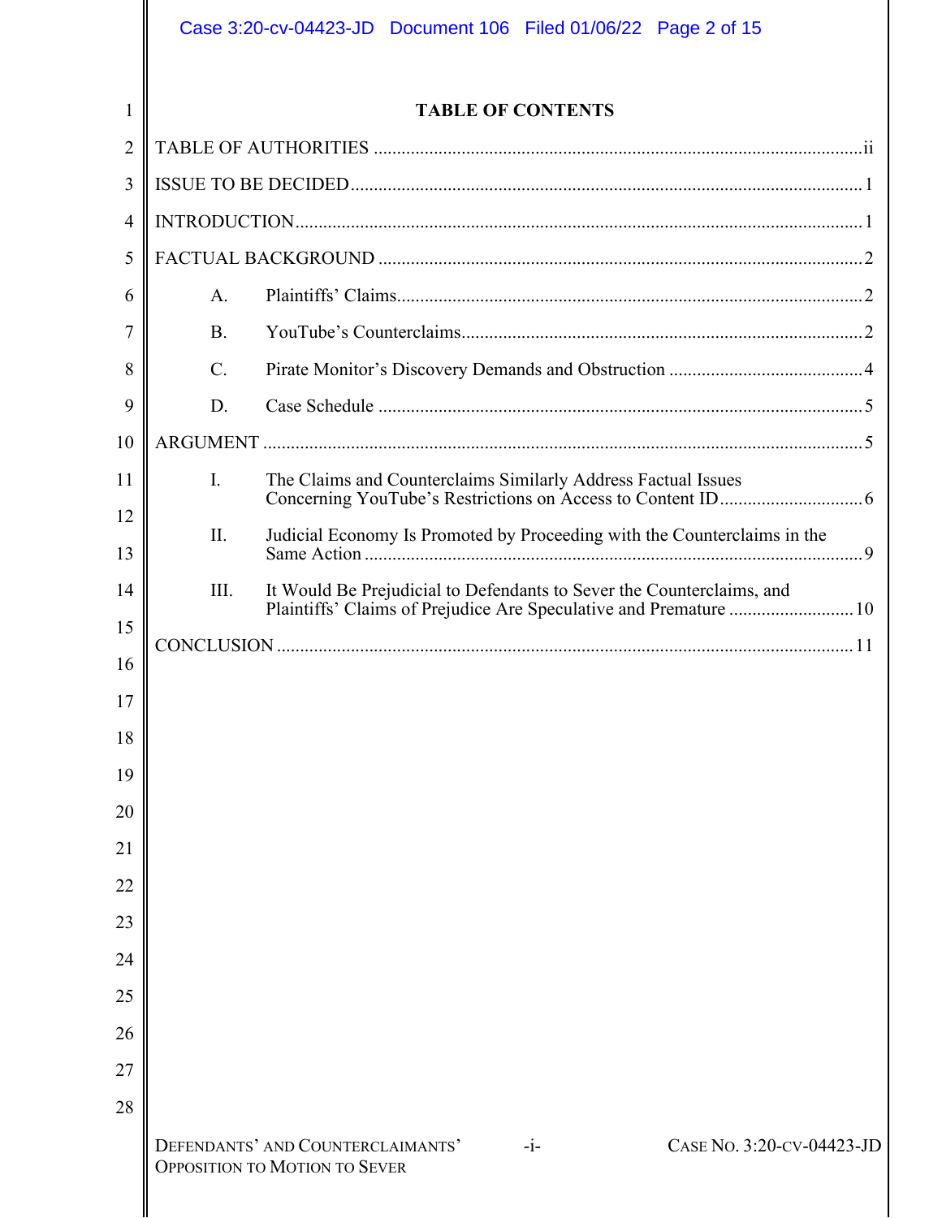# TABLE OF CONTENTS

TABLE OF AUTHORITIES ........................................................................................................ ii

ISSUE TO BE DECIDED ............................................................................................................. 1

INTRODUCTION ......................................................................................................................... 1

FACTUAL BACKGROUND ........................................................................................................ 2

- A. Plaintiffs' Claims .................................................................................................... 2
- B. YouTube's Counterclaims ...................................................................................... 2
- C. Pirate Monitor's Discovery Demands and Obstruction .......................................... 4
- D. Case Schedule ........................................................................................................ 5

ARGUMENT ................................................................................................................................ 5

- I. The Claims and Counterclaims Similarly Address Factual Issues Concerning YouTube's Restrictions on Access to Content ID ............................... 6
- II. Judicial Economy Is Promoted by Proceeding with the Counterclaims in the Same Action ........................................................................................................... 9
- III. It Would Be Prejudicial to Defendants to Sever the Counterclaims, and Plaintiffs' Claims of Prejudice Are Speculative and Premature ........................... 10

CONCLUSION ........................................................................................................................... 11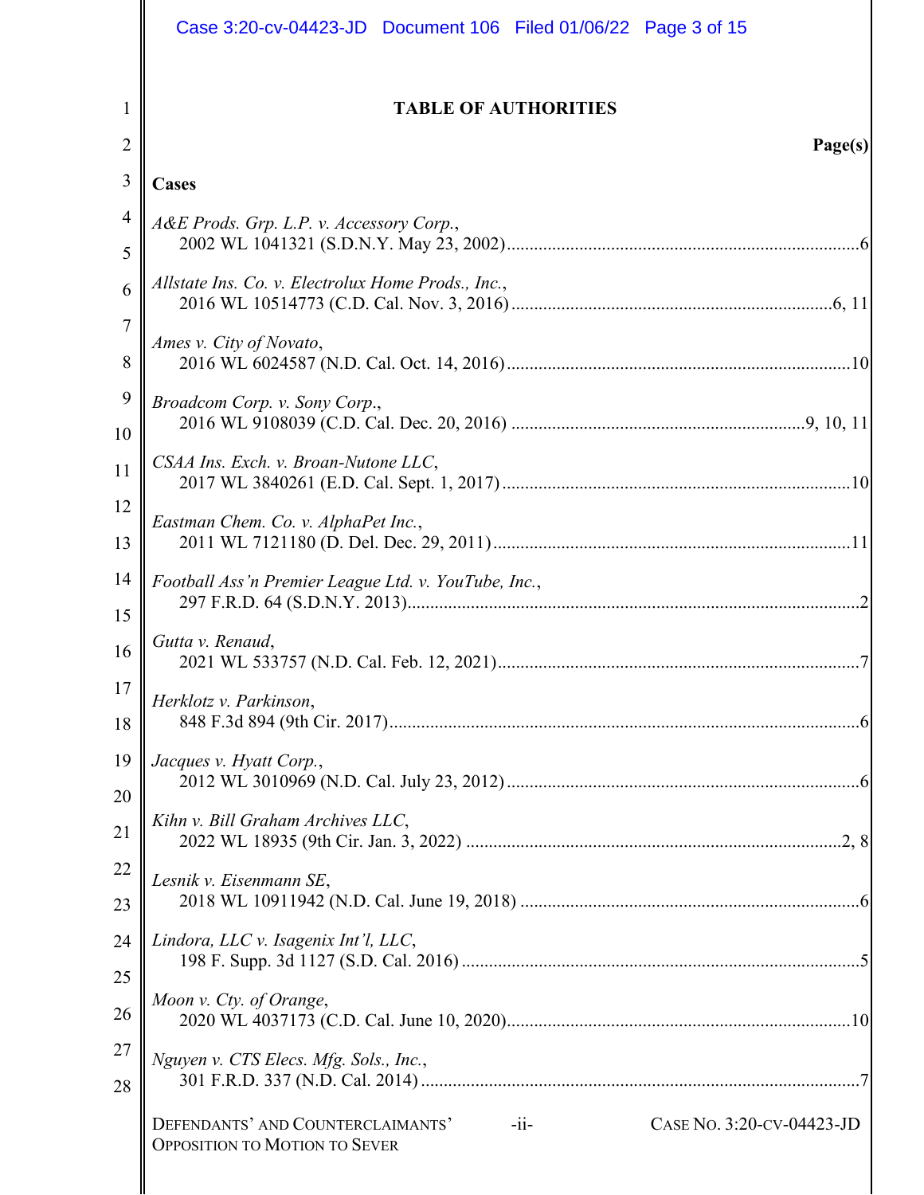## TABLE OF AUTHORITIES

| | Page(s) |
|---|---|
| **Cases** | |
| *A&E Prods. Grp. L.P. v. Accessory Corp.*, 2002 WL 1041321 (S.D.N.Y. May 23, 2002) | 6 |
| *Allstate Ins. Co. v. Electrolux Home Prods., Inc.*, 2016 WL 10514773 (C.D. Cal. Nov. 3, 2016) | 6, 11 |
| *Ames v. City of Novato*, 2016 WL 6024587 (N.D. Cal. Oct. 14, 2016) | 10 |
| *Broadcom Corp. v. Sony Corp.*, 2016 WL 9108039 (C.D. Cal. Dec. 20, 2016) | 9, 10, 11 |
| *CSAA Ins. Exch. v. Broan-Nutone LLC*, 2017 WL 3840261 (E.D. Cal. Sept. 1, 2017) | 10 |
| *Eastman Chem. Co. v. AlphaPet Inc.*, 2011 WL 7121180 (D. Del. Dec. 29, 2011) | 11 |
| *Football Ass'n Premier League Ltd. v. YouTube, Inc.*, 297 F.R.D. 64 (S.D.N.Y. 2013) | 2 |
| *Gutta v. Renaud*, 2021 WL 533757 (N.D. Cal. Feb. 12, 2021) | 7 |
| *Herklotz v. Parkinson*, 848 F.3d 894 (9th Cir. 2017) | 6 |
| *Jacques v. Hyatt Corp.*, 2012 WL 3010969 (N.D. Cal. July 23, 2012) | 6 |
| *Kihn v. Bill Graham Archives LLC*, 2022 WL 18935 (9th Cir. Jan. 3, 2022) | 2, 8 |
| *Lesnik v. Eisenmann SE*, 2018 WL 10911942 (N.D. Cal. June 19, 2018) | 6 |
| *Lindora, LLC v. Isagenix Int'l, LLC*, 198 F. Supp. 3d 1127 (S.D. Cal. 2016) | 5 |
| *Moon v. Cty. of Orange*, 2020 WL 4037173 (C.D. Cal. June 10, 2020) | 10 |
| *Nguyen v. CTS Elecs. Mfg. Sols., Inc.*, 301 F.R.D. 337 (N.D. Cal. 2014) | 7 |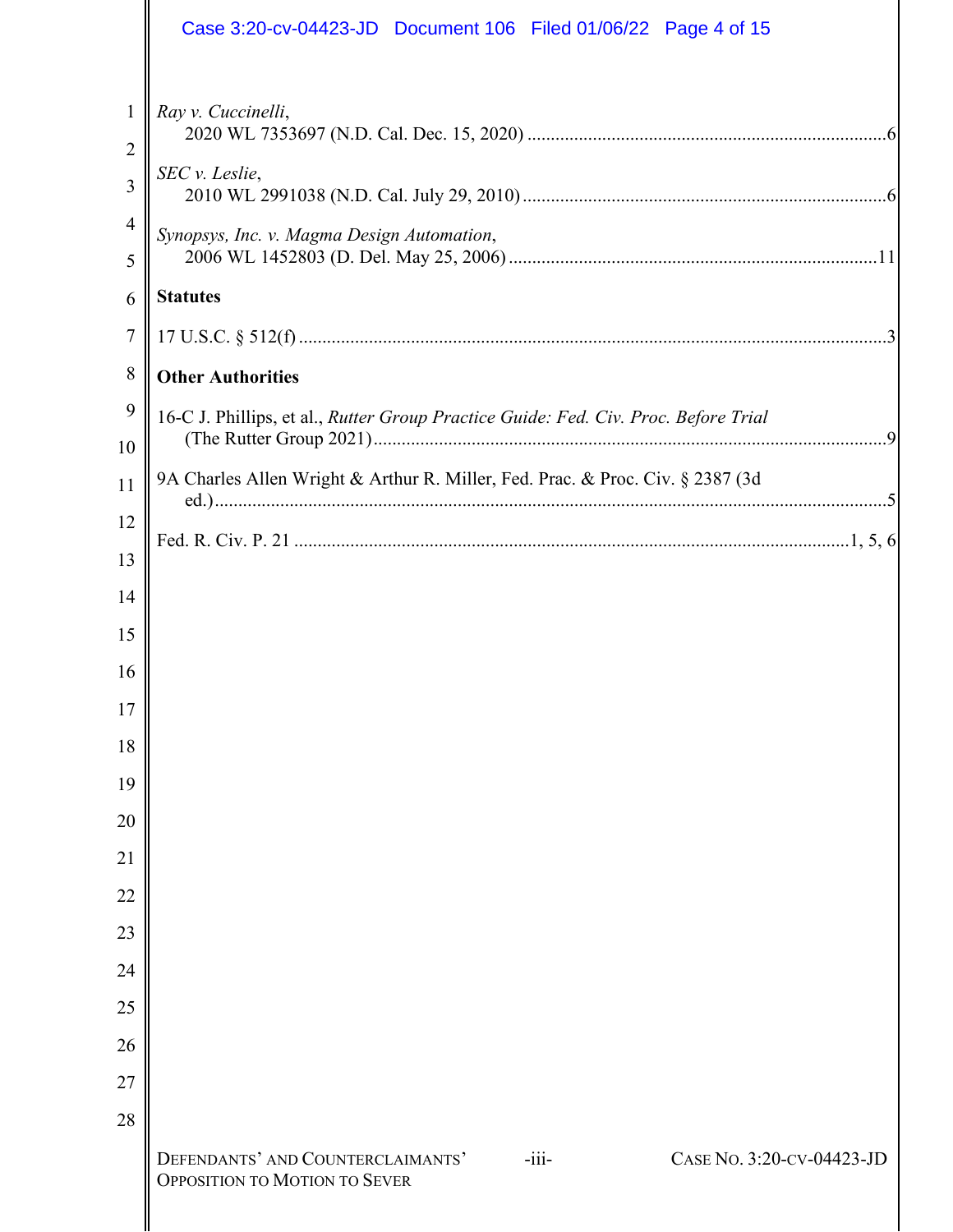*Ray v. Cuccinelli*,
2020 WL 7353697 (N.D. Cal. Dec. 15, 2020) ....................................................................................6

*SEC v. Leslie*,
2010 WL 2991038 (N.D. Cal. July 29, 2010) ....................................................................................6

*Synopsys, Inc. v. Magma Design Automation*,
2006 WL 1452803 (D. Del. May 25, 2006) ....................................................................................11

**Statutes**

17 U.S.C. § 512(f) ....................................................................................................................3

**Other Authorities**

16-C J. Phillips, et al., *Rutter Group Practice Guide: Fed. Civ. Proc. Before Trial* (The Rutter Group 2021) ....................................................................................................9

9A Charles Allen Wright & Arthur R. Miller, Fed. Prac. & Proc. Civ. § 2387 (3d ed.) ....................................................................................................................5

Fed. R. Civ. P. 21 ....................................................................................................................1, 5, 6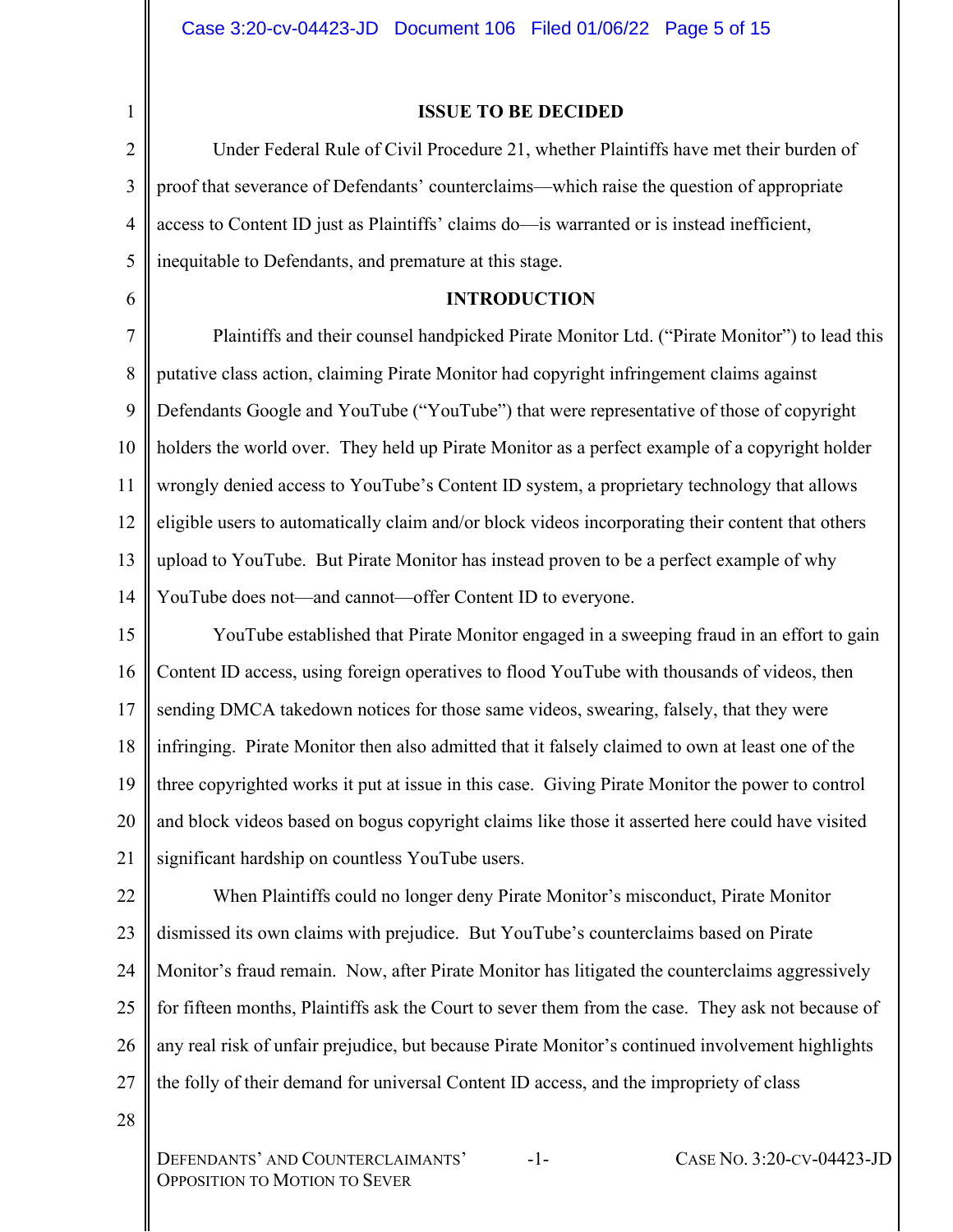## ISSUE TO BE DECIDED

Under Federal Rule of Civil Procedure 21, whether Plaintiffs have met their burden of proof that severance of Defendants' counterclaims—which raise the question of appropriate access to Content ID just as Plaintiffs' claims do—is warranted or is instead inefficient, inequitable to Defendants, and premature at this stage.

## INTRODUCTION

Plaintiffs and their counsel handpicked Pirate Monitor Ltd. ("Pirate Monitor") to lead this putative class action, claiming Pirate Monitor had copyright infringement claims against Defendants Google and YouTube ("YouTube") that were representative of those of copyright holders the world over. They held up Pirate Monitor as a perfect example of a copyright holder wrongly denied access to YouTube's Content ID system, a proprietary technology that allows eligible users to automatically claim and/or block videos incorporating their content that others upload to YouTube. But Pirate Monitor has instead proven to be a perfect example of why YouTube does not—and cannot—offer Content ID to everyone.

YouTube established that Pirate Monitor engaged in a sweeping fraud in an effort to gain Content ID access, using foreign operatives to flood YouTube with thousands of videos, then sending DMCA takedown notices for those same videos, swearing, falsely, that they were infringing. Pirate Monitor then also admitted that it falsely claimed to own at least one of the three copyrighted works it put at issue in this case. Giving Pirate Monitor the power to control and block videos based on bogus copyright claims like those it asserted here could have visited significant hardship on countless YouTube users.

When Plaintiffs could no longer deny Pirate Monitor's misconduct, Pirate Monitor dismissed its own claims with prejudice. But YouTube's counterclaims based on Pirate Monitor's fraud remain. Now, after Pirate Monitor has litigated the counterclaims aggressively for fifteen months, Plaintiffs ask the Court to sever them from the case. They ask not because of any real risk of unfair prejudice, but because Pirate Monitor's continued involvement highlights the folly of their demand for universal Content ID access, and the impropriety of class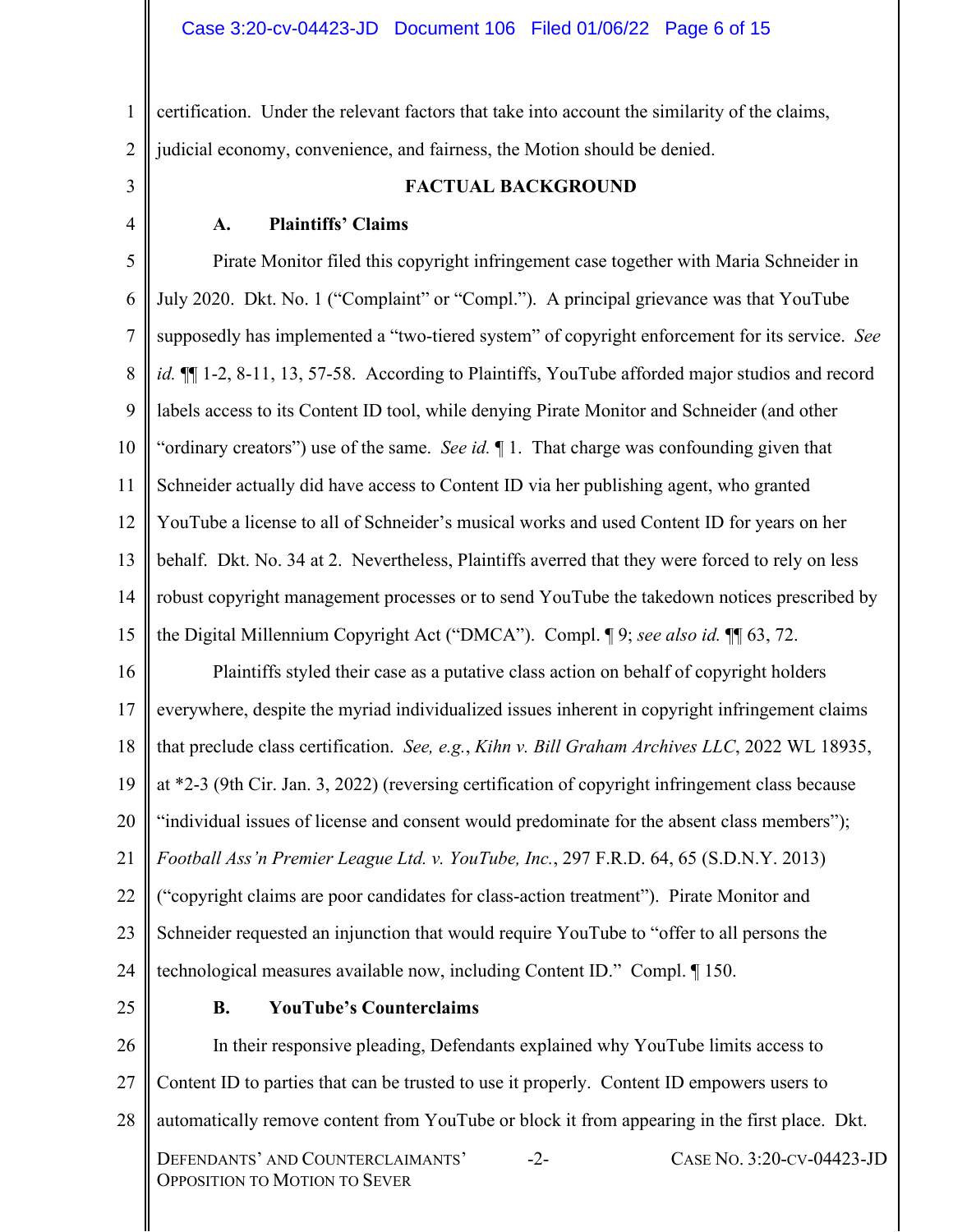certification. Under the relevant factors that take into account the similarity of the claims, judicial economy, convenience, and fairness, the Motion should be denied.

## FACTUAL BACKGROUND

### A. Plaintiffs' Claims

Pirate Monitor filed this copyright infringement case together with Maria Schneider in July 2020. Dkt. No. 1 ("Complaint" or "Compl."). A principal grievance was that YouTube supposedly has implemented a "two-tiered system" of copyright enforcement for its service. *See id.* ¶¶ 1-2, 8-11, 13, 57-58. According to Plaintiffs, YouTube afforded major studios and record labels access to its Content ID tool, while denying Pirate Monitor and Schneider (and other "ordinary creators") use of the same. *See id.* ¶ 1. That charge was confounding given that Schneider actually did have access to Content ID via her publishing agent, who granted YouTube a license to all of Schneider's musical works and used Content ID for years on her behalf. Dkt. No. 34 at 2. Nevertheless, Plaintiffs averred that they were forced to rely on less robust copyright management processes or to send YouTube the takedown notices prescribed by the Digital Millennium Copyright Act ("DMCA"). Compl. ¶ 9; *see also id.* ¶¶ 63, 72.

Plaintiffs styled their case as a putative class action on behalf of copyright holders everywhere, despite the myriad individualized issues inherent in copyright infringement claims that preclude class certification. *See, e.g.*, *Kihn v. Bill Graham Archives LLC*, 2022 WL 18935, at *2-3 (9th Cir. Jan. 3, 2022) (reversing certification of copyright infringement class because "individual issues of license and consent would predominate for the absent class members"); *Football Ass'n Premier League Ltd. v. YouTube, Inc.*, 297 F.R.D. 64, 65 (S.D.N.Y. 2013) ("copyright claims are poor candidates for class-action treatment"). Pirate Monitor and Schneider requested an injunction that would require YouTube to "offer to all persons the technological measures available now, including Content ID." Compl. ¶ 150.

### B. YouTube's Counterclaims

In their responsive pleading, Defendants explained why YouTube limits access to Content ID to parties that can be trusted to use it properly. Content ID empowers users to automatically remove content from YouTube or block it from appearing in the first place. Dkt.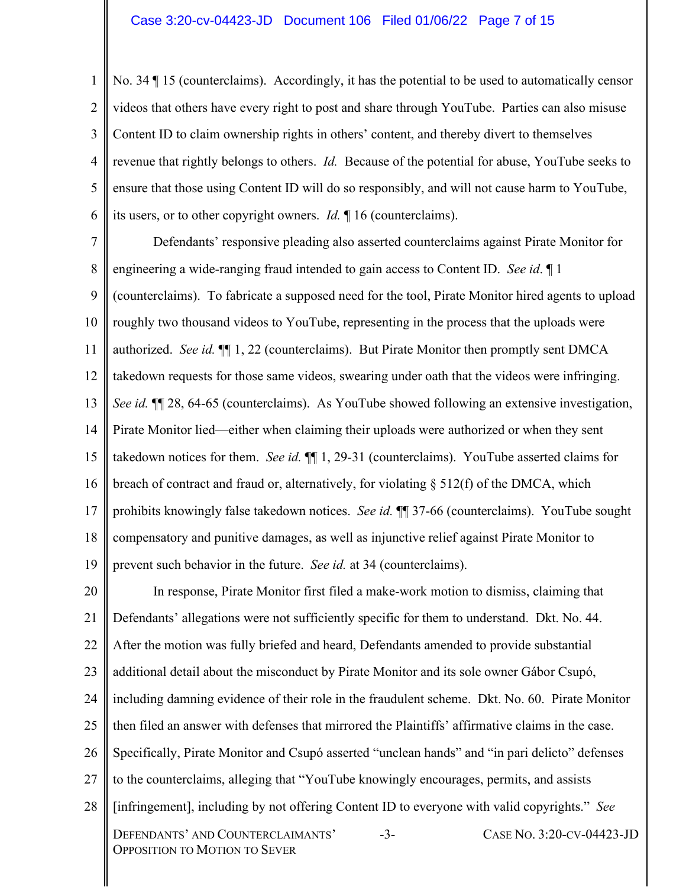No. 34 ¶ 15 (counterclaims). Accordingly, it has the potential to be used to automatically censor videos that others have every right to post and share through YouTube. Parties can also misuse Content ID to claim ownership rights in others' content, and thereby divert to themselves revenue that rightly belongs to others. *Id.* Because of the potential for abuse, YouTube seeks to ensure that those using Content ID will do so responsibly, and will not cause harm to YouTube, its users, or to other copyright owners. *Id.* ¶ 16 (counterclaims).

Defendants' responsive pleading also asserted counterclaims against Pirate Monitor for engineering a wide-ranging fraud intended to gain access to Content ID. *See id*. ¶ 1 (counterclaims). To fabricate a supposed need for the tool, Pirate Monitor hired agents to upload roughly two thousand videos to YouTube, representing in the process that the uploads were authorized. *See id.* ¶¶ 1, 22 (counterclaims). But Pirate Monitor then promptly sent DMCA takedown requests for those same videos, swearing under oath that the videos were infringing. *See id.* ¶¶ 28, 64-65 (counterclaims). As YouTube showed following an extensive investigation, Pirate Monitor lied—either when claiming their uploads were authorized or when they sent takedown notices for them. *See id.* ¶¶ 1, 29-31 (counterclaims). YouTube asserted claims for breach of contract and fraud or, alternatively, for violating § 512(f) of the DMCA, which prohibits knowingly false takedown notices. *See id.* ¶¶ 37-66 (counterclaims). YouTube sought compensatory and punitive damages, as well as injunctive relief against Pirate Monitor to prevent such behavior in the future. *See id.* at 34 (counterclaims).

In response, Pirate Monitor first filed a make-work motion to dismiss, claiming that Defendants' allegations were not sufficiently specific for them to understand. Dkt. No. 44. After the motion was fully briefed and heard, Defendants amended to provide substantial additional detail about the misconduct by Pirate Monitor and its sole owner Gábor Csupó, including damning evidence of their role in the fraudulent scheme. Dkt. No. 60. Pirate Monitor then filed an answer with defenses that mirrored the Plaintiffs' affirmative claims in the case. Specifically, Pirate Monitor and Csupó asserted "unclean hands" and "in pari delicto" defenses to the counterclaims, alleging that "YouTube knowingly encourages, permits, and assists [infringement], including by not offering Content ID to everyone with valid copyrights." *See*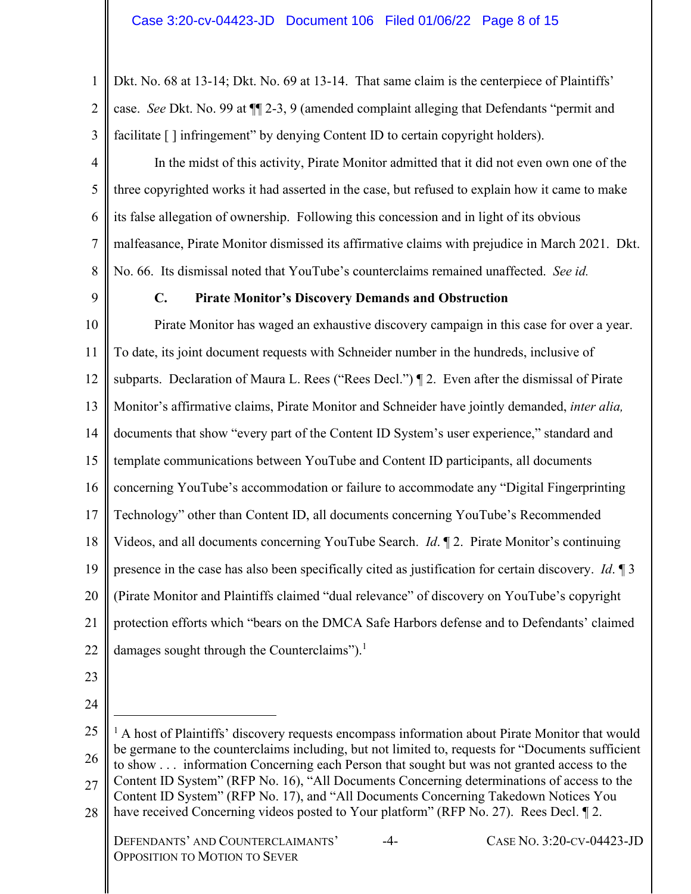Dkt. No. 68 at 13-14; Dkt. No. 69 at 13-14. That same claim is the centerpiece of Plaintiffs' case. *See* Dkt. No. 99 at ¶¶ 2-3, 9 (amended complaint alleging that Defendants "permit and facilitate [ ] infringement" by denying Content ID to certain copyright holders).

In the midst of this activity, Pirate Monitor admitted that it did not even own one of the three copyrighted works it had asserted in the case, but refused to explain how it came to make its false allegation of ownership. Following this concession and in light of its obvious malfeasance, Pirate Monitor dismissed its affirmative claims with prejudice in March 2021. Dkt. No. 66. Its dismissal noted that YouTube's counterclaims remained unaffected. *See id.*

### C. Pirate Monitor's Discovery Demands and Obstruction

Pirate Monitor has waged an exhaustive discovery campaign in this case for over a year. To date, its joint document requests with Schneider number in the hundreds, inclusive of subparts. Declaration of Maura L. Rees ("Rees Decl.") ¶ 2. Even after the dismissal of Pirate Monitor's affirmative claims, Pirate Monitor and Schneider have jointly demanded, *inter alia,* documents that show "every part of the Content ID System's user experience," standard and template communications between YouTube and Content ID participants, all documents concerning YouTube's accommodation or failure to accommodate any "Digital Fingerprinting Technology" other than Content ID, all documents concerning YouTube's Recommended Videos, and all documents concerning YouTube Search. *Id.* ¶ 2. Pirate Monitor's continuing presence in the case has also been specifically cited as justification for certain discovery. *Id.* ¶ 3 (Pirate Monitor and Plaintiffs claimed "dual relevance" of discovery on YouTube's copyright protection efforts which "bears on the DMCA Safe Harbors defense and to Defendants' claimed damages sought through the Counterclaims").[1]

---

[1] A host of Plaintiffs' discovery requests encompass information about Pirate Monitor that would be germane to the counterclaims including, but not limited to, requests for "Documents sufficient to show . . . information Concerning each Person that sought but was not granted access to the Content ID System" (RFP No. 16), "All Documents Concerning determinations of access to the Content ID System" (RFP No. 17), and "All Documents Concerning Takedown Notices You have received Concerning videos posted to Your platform" (RFP No. 27). Rees Decl. ¶ 2.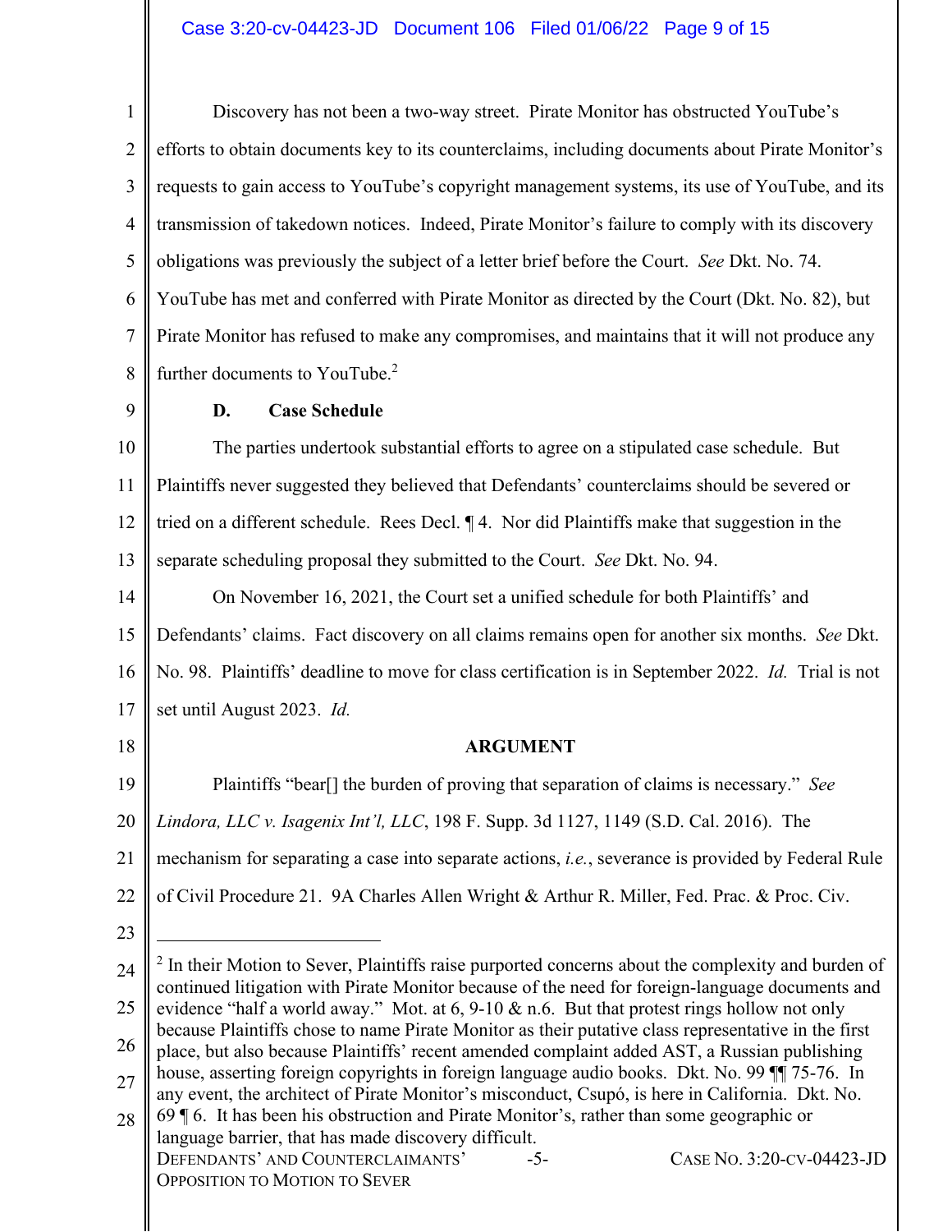Discovery has not been a two-way street. Pirate Monitor has obstructed YouTube's efforts to obtain documents key to its counterclaims, including documents about Pirate Monitor's requests to gain access to YouTube's copyright management systems, its use of YouTube, and its transmission of takedown notices. Indeed, Pirate Monitor's failure to comply with its discovery obligations was previously the subject of a letter brief before the Court. *See* Dkt. No. 74. YouTube has met and conferred with Pirate Monitor as directed by the Court (Dkt. No. 82), but Pirate Monitor has refused to make any compromises, and maintains that it will not produce any further documents to YouTube.[2]

### D. Case Schedule

The parties undertook substantial efforts to agree on a stipulated case schedule. But Plaintiffs never suggested they believed that Defendants' counterclaims should be severed or tried on a different schedule. Rees Decl. ¶ 4. Nor did Plaintiffs make that suggestion in the separate scheduling proposal they submitted to the Court. *See* Dkt. No. 94.

On November 16, 2021, the Court set a unified schedule for both Plaintiffs' and Defendants' claims. Fact discovery on all claims remains open for another six months. *See* Dkt. No. 98. Plaintiffs' deadline to move for class certification is in September 2022. *Id.* Trial is not set until August 2023. *Id.*

## ARGUMENT

Plaintiffs "bear[] the burden of proving that separation of claims is necessary." *See Lindora, LLC v. Isagenix Int'l, LLC*, 198 F. Supp. 3d 1127, 1149 (S.D. Cal. 2016). The mechanism for separating a case into separate actions, *i.e.*, severance is provided by Federal Rule of Civil Procedure 21. 9A Charles Allen Wright & Arthur R. Miller, Fed. Prac. & Proc. Civ.

---

[2] In their Motion to Sever, Plaintiffs raise purported concerns about the complexity and burden of continued litigation with Pirate Monitor because of the need for foreign-language documents and evidence "half a world away." Mot. at 6, 9-10 & n.6. But that protest rings hollow not only because Plaintiffs chose to name Pirate Monitor as their putative class representative in the first place, but also because Plaintiffs' recent amended complaint added AST, a Russian publishing house, asserting foreign copyrights in foreign language audio books. Dkt. No. 99 ¶¶ 75-76. In any event, the architect of Pirate Monitor's misconduct, Csupó, is here in California. Dkt. No. 69 ¶ 6. It has been his obstruction and Pirate Monitor's, rather than some geographic or language barrier, that has made discovery difficult.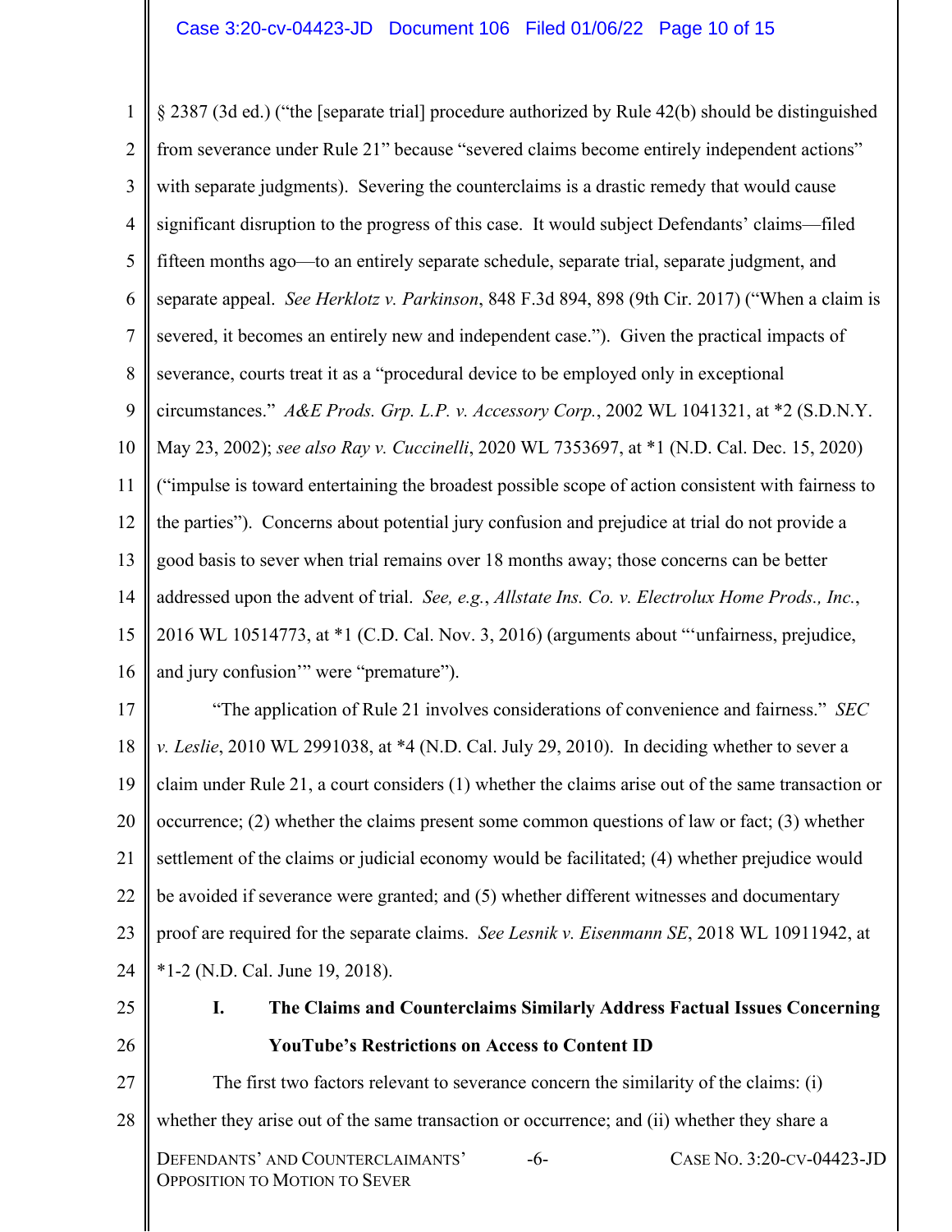§ 2387 (3d ed.) ("the [separate trial] procedure authorized by Rule 42(b) should be distinguished from severance under Rule 21" because "severed claims become entirely independent actions" with separate judgments). Severing the counterclaims is a drastic remedy that would cause significant disruption to the progress of this case. It would subject Defendants' claims—filed fifteen months ago—to an entirely separate schedule, separate trial, separate judgment, and separate appeal. *See Herklotz v. Parkinson*, 848 F.3d 894, 898 (9th Cir. 2017) ("When a claim is severed, it becomes an entirely new and independent case."). Given the practical impacts of severance, courts treat it as a "procedural device to be employed only in exceptional circumstances." *A&E Prods. Grp. L.P. v. Accessory Corp.*, 2002 WL 1041321, at *2 (S.D.N.Y. May 23, 2002); *see also Ray v. Cuccinelli*, 2020 WL 7353697, at *1 (N.D. Cal. Dec. 15, 2020) ("impulse is toward entertaining the broadest possible scope of action consistent with fairness to the parties"). Concerns about potential jury confusion and prejudice at trial do not provide a good basis to sever when trial remains over 18 months away; those concerns can be better addressed upon the advent of trial. *See, e.g.*, *Allstate Ins. Co. v. Electrolux Home Prods., Inc.*, 2016 WL 10514773, at *1 (C.D. Cal. Nov. 3, 2016) (arguments about "'unfairness, prejudice, and jury confusion'" were "premature").

"The application of Rule 21 involves considerations of convenience and fairness." *SEC v. Leslie*, 2010 WL 2991038, at *4 (N.D. Cal. July 29, 2010). In deciding whether to sever a claim under Rule 21, a court considers (1) whether the claims arise out of the same transaction or occurrence; (2) whether the claims present some common questions of law or fact; (3) whether settlement of the claims or judicial economy would be facilitated; (4) whether prejudice would be avoided if severance were granted; and (5) whether different witnesses and documentary proof are required for the separate claims. *See Lesnik v. Eisenmann SE*, 2018 WL 10911942, at *1-2 (N.D. Cal. June 19, 2018).

## I. The Claims and Counterclaims Similarly Address Factual Issues Concerning YouTube's Restrictions on Access to Content ID

The first two factors relevant to severance concern the similarity of the claims: (i) whether they arise out of the same transaction or occurrence; and (ii) whether they share a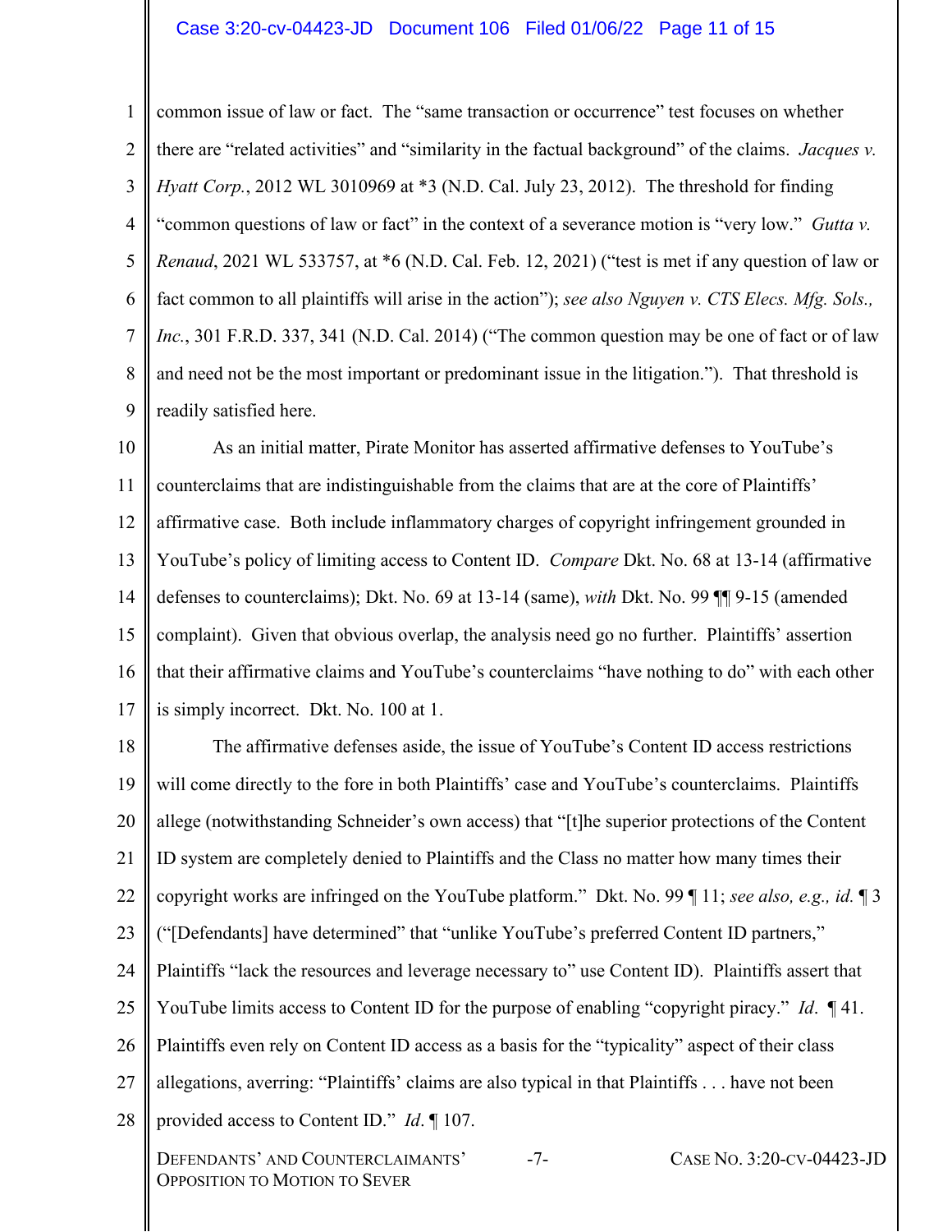common issue of law or fact. The "same transaction or occurrence" test focuses on whether there are "related activities" and "similarity in the factual background" of the claims. *Jacques v. Hyatt Corp.*, 2012 WL 3010969 at *3 (N.D. Cal. July 23, 2012). The threshold for finding "common questions of law or fact" in the context of a severance motion is "very low." *Gutta v. Renaud*, 2021 WL 533757, at *6 (N.D. Cal. Feb. 12, 2021) ("test is met if any question of law or fact common to all plaintiffs will arise in the action"); *see also Nguyen v. CTS Elecs. Mfg. Sols., Inc.*, 301 F.R.D. 337, 341 (N.D. Cal. 2014) ("The common question may be one of fact or of law and need not be the most important or predominant issue in the litigation."). That threshold is readily satisfied here.

As an initial matter, Pirate Monitor has asserted affirmative defenses to YouTube's counterclaims that are indistinguishable from the claims that are at the core of Plaintiffs' affirmative case. Both include inflammatory charges of copyright infringement grounded in YouTube's policy of limiting access to Content ID. *Compare* Dkt. No. 68 at 13-14 (affirmative defenses to counterclaims); Dkt. No. 69 at 13-14 (same), *with* Dkt. No. 99 ¶¶ 9-15 (amended complaint). Given that obvious overlap, the analysis need go no further. Plaintiffs' assertion that their affirmative claims and YouTube's counterclaims "have nothing to do" with each other is simply incorrect. Dkt. No. 100 at 1.

The affirmative defenses aside, the issue of YouTube's Content ID access restrictions will come directly to the fore in both Plaintiffs' case and YouTube's counterclaims. Plaintiffs allege (notwithstanding Schneider's own access) that "[t]he superior protections of the Content ID system are completely denied to Plaintiffs and the Class no matter how many times their copyright works are infringed on the YouTube platform." Dkt. No. 99 ¶ 11; *see also, e.g., id.* ¶ 3 ("[Defendants] have determined" that "unlike YouTube's preferred Content ID partners," Plaintiffs "lack the resources and leverage necessary to" use Content ID). Plaintiffs assert that YouTube limits access to Content ID for the purpose of enabling "copyright piracy." *Id.* ¶ 41. Plaintiffs even rely on Content ID access as a basis for the "typicality" aspect of their class allegations, averring: "Plaintiffs' claims are also typical in that Plaintiffs . . . have not been provided access to Content ID." *Id.* ¶ 107.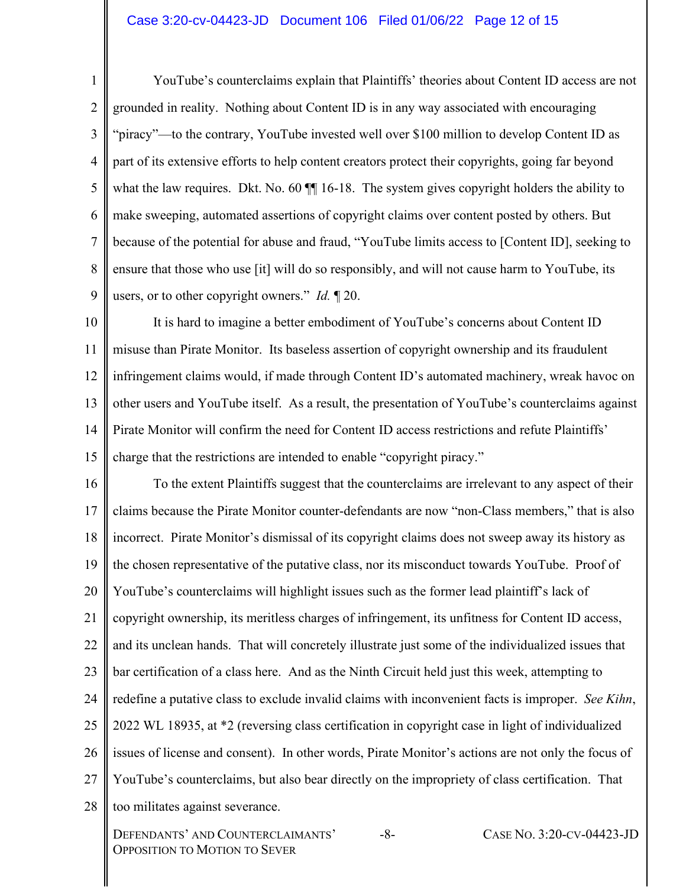YouTube's counterclaims explain that Plaintiffs' theories about Content ID access are not grounded in reality. Nothing about Content ID is in any way associated with encouraging "piracy"—to the contrary, YouTube invested well over $100 million to develop Content ID as part of its extensive efforts to help content creators protect their copyrights, going far beyond what the law requires. Dkt. No. 60 ¶¶ 16-18. The system gives copyright holders the ability to make sweeping, automated assertions of copyright claims over content posted by others. But because of the potential for abuse and fraud, "YouTube limits access to [Content ID], seeking to ensure that those who use [it] will do so responsibly, and will not cause harm to YouTube, its users, or to other copyright owners." *Id.* ¶ 20.

It is hard to imagine a better embodiment of YouTube's concerns about Content ID misuse than Pirate Monitor. Its baseless assertion of copyright ownership and its fraudulent infringement claims would, if made through Content ID's automated machinery, wreak havoc on other users and YouTube itself. As a result, the presentation of YouTube's counterclaims against Pirate Monitor will confirm the need for Content ID access restrictions and refute Plaintiffs' charge that the restrictions are intended to enable "copyright piracy."

To the extent Plaintiffs suggest that the counterclaims are irrelevant to any aspect of their claims because the Pirate Monitor counter-defendants are now "non-Class members," that is also incorrect. Pirate Monitor's dismissal of its copyright claims does not sweep away its history as the chosen representative of the putative class, nor its misconduct towards YouTube. Proof of YouTube's counterclaims will highlight issues such as the former lead plaintiff's lack of copyright ownership, its meritless charges of infringement, its unfitness for Content ID access, and its unclean hands. That will concretely illustrate just some of the individualized issues that bar certification of a class here. And as the Ninth Circuit held just this week, attempting to redefine a putative class to exclude invalid claims with inconvenient facts is improper. *See Kihn*, 2022 WL 18935, at *2 (reversing class certification in copyright case in light of individualized issues of license and consent). In other words, Pirate Monitor's actions are not only the focus of YouTube's counterclaims, but also bear directly on the impropriety of class certification. That too militates against severance.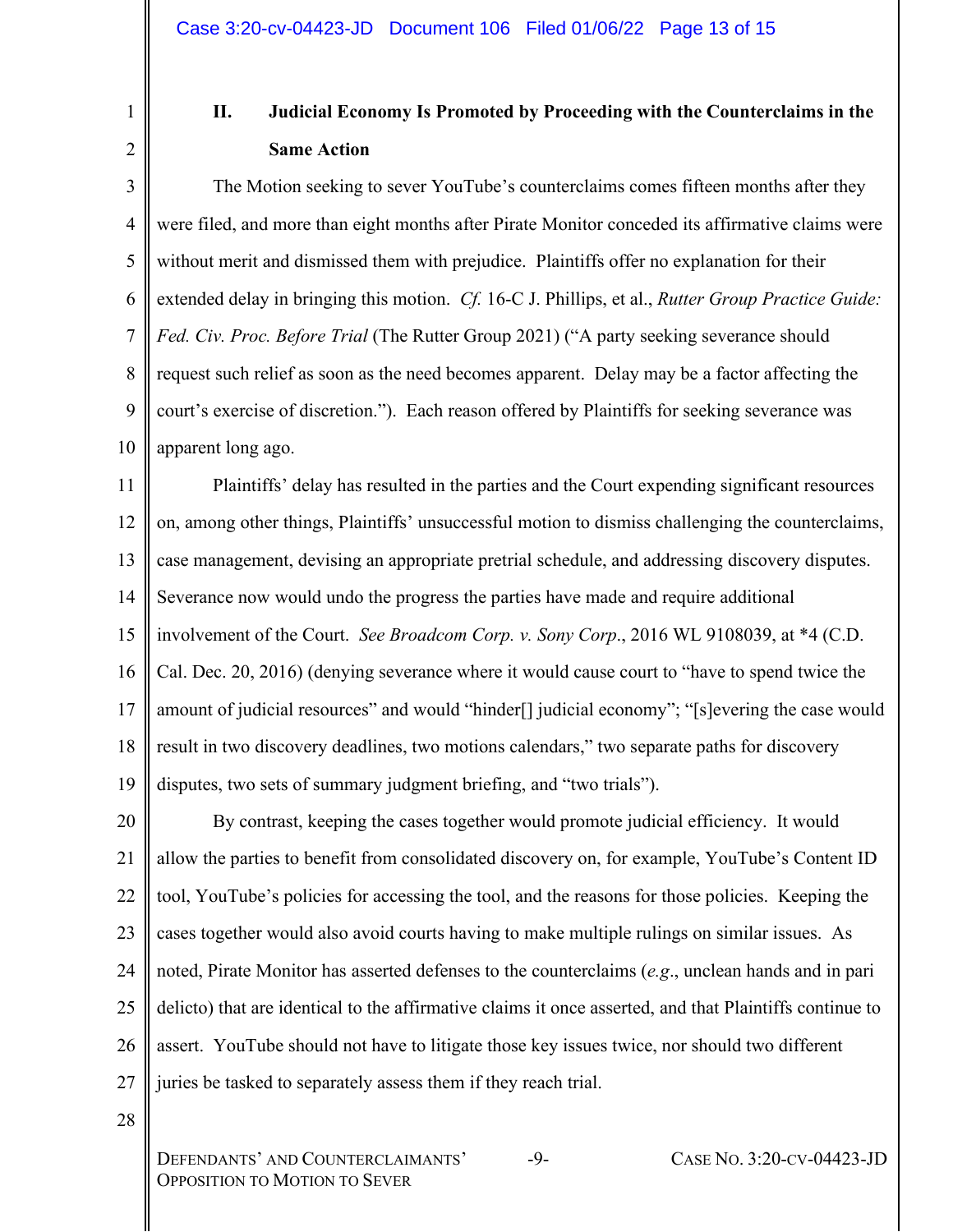## II. Judicial Economy Is Promoted by Proceeding with the Counterclaims in the Same Action

The Motion seeking to sever YouTube's counterclaims comes fifteen months after they were filed, and more than eight months after Pirate Monitor conceded its affirmative claims were without merit and dismissed them with prejudice. Plaintiffs offer no explanation for their extended delay in bringing this motion. *Cf.* 16-C J. Phillips, et al., *Rutter Group Practice Guide: Fed. Civ. Proc. Before Trial* (The Rutter Group 2021) ("A party seeking severance should request such relief as soon as the need becomes apparent. Delay may be a factor affecting the court's exercise of discretion."). Each reason offered by Plaintiffs for seeking severance was apparent long ago.

Plaintiffs' delay has resulted in the parties and the Court expending significant resources on, among other things, Plaintiffs' unsuccessful motion to dismiss challenging the counterclaims, case management, devising an appropriate pretrial schedule, and addressing discovery disputes. Severance now would undo the progress the parties have made and require additional involvement of the Court. *See Broadcom Corp. v. Sony Corp*., 2016 WL 9108039, at *4 (C.D. Cal. Dec. 20, 2016) (denying severance where it would cause court to "have to spend twice the amount of judicial resources" and would "hinder[] judicial economy"; "[s]evering the case would result in two discovery deadlines, two motions calendars," two separate paths for discovery disputes, two sets of summary judgment briefing, and "two trials").

By contrast, keeping the cases together would promote judicial efficiency. It would allow the parties to benefit from consolidated discovery on, for example, YouTube's Content ID tool, YouTube's policies for accessing the tool, and the reasons for those policies. Keeping the cases together would also avoid courts having to make multiple rulings on similar issues. As noted, Pirate Monitor has asserted defenses to the counterclaims (*e.g*., unclean hands and in pari delicto) that are identical to the affirmative claims it once asserted, and that Plaintiffs continue to assert. YouTube should not have to litigate those key issues twice, nor should two different juries be tasked to separately assess them if they reach trial.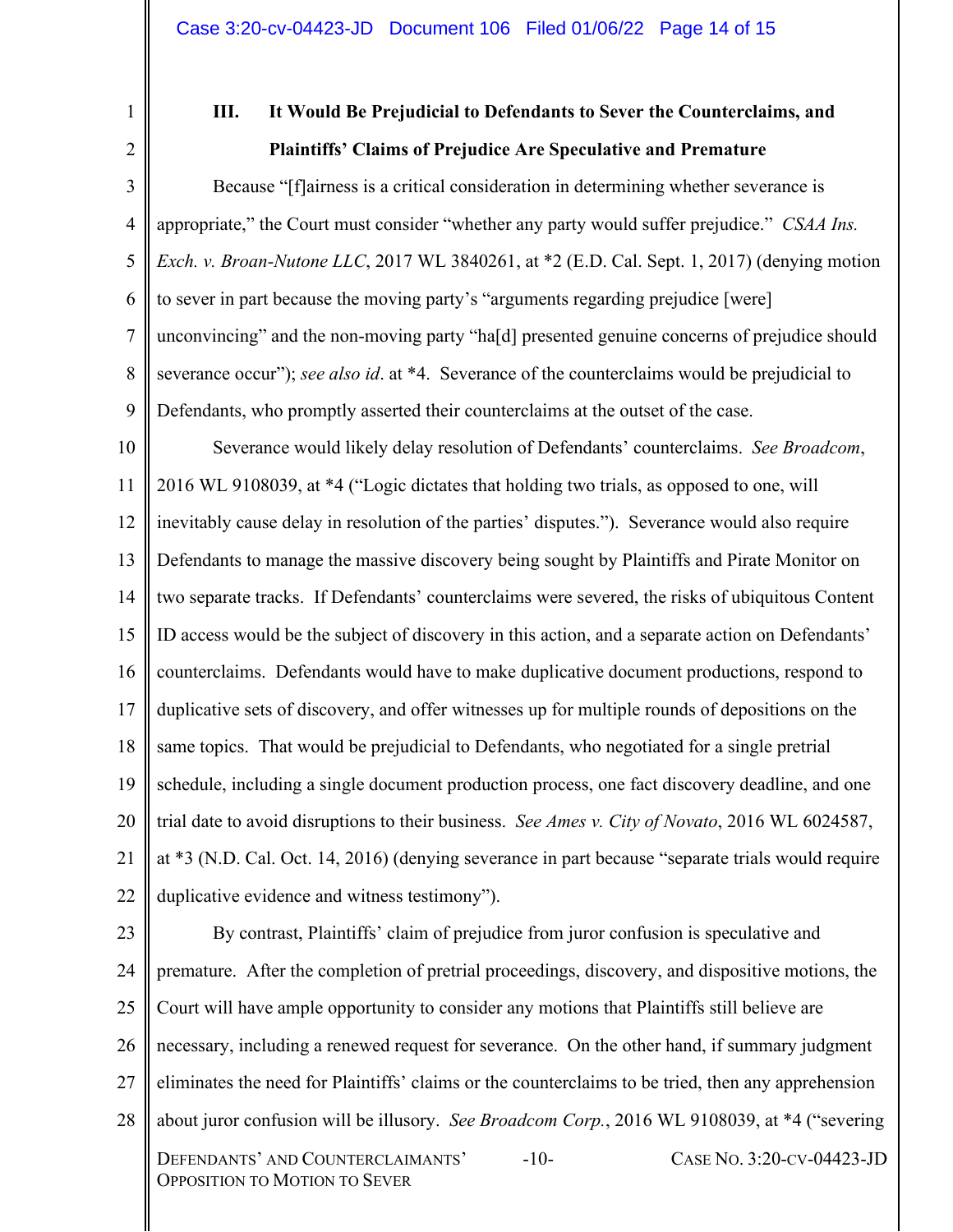### III. It Would Be Prejudicial to Defendants to Sever the Counterclaims, and Plaintiffs' Claims of Prejudice Are Speculative and Premature

Because "[f]airness is a critical consideration in determining whether severance is appropriate," the Court must consider "whether any party would suffer prejudice." *CSAA Ins. Exch. v. Broan-Nutone LLC*, 2017 WL 3840261, at *2 (E.D. Cal. Sept. 1, 2017) (denying motion to sever in part because the moving party's "arguments regarding prejudice [were] unconvincing" and the non-moving party "ha[d] presented genuine concerns of prejudice should severance occur"); *see also id*. at *4. Severance of the counterclaims would be prejudicial to Defendants, who promptly asserted their counterclaims at the outset of the case.

Severance would likely delay resolution of Defendants' counterclaims. *See Broadcom*, 2016 WL 9108039, at *4 ("Logic dictates that holding two trials, as opposed to one, will inevitably cause delay in resolution of the parties' disputes."). Severance would also require Defendants to manage the massive discovery being sought by Plaintiffs and Pirate Monitor on two separate tracks. If Defendants' counterclaims were severed, the risks of ubiquitous Content ID access would be the subject of discovery in this action, and a separate action on Defendants' counterclaims. Defendants would have to make duplicative document productions, respond to duplicative sets of discovery, and offer witnesses up for multiple rounds of depositions on the same topics. That would be prejudicial to Defendants, who negotiated for a single pretrial schedule, including a single document production process, one fact discovery deadline, and one trial date to avoid disruptions to their business. *See Ames v. City of Novato*, 2016 WL 6024587, at *3 (N.D. Cal. Oct. 14, 2016) (denying severance in part because "separate trials would require duplicative evidence and witness testimony").

By contrast, Plaintiffs' claim of prejudice from juror confusion is speculative and premature. After the completion of pretrial proceedings, discovery, and dispositive motions, the Court will have ample opportunity to consider any motions that Plaintiffs still believe are necessary, including a renewed request for severance. On the other hand, if summary judgment eliminates the need for Plaintiffs' claims or the counterclaims to be tried, then any apprehension about juror confusion will be illusory. *See Broadcom Corp.*, 2016 WL 9108039, at *4 ("severing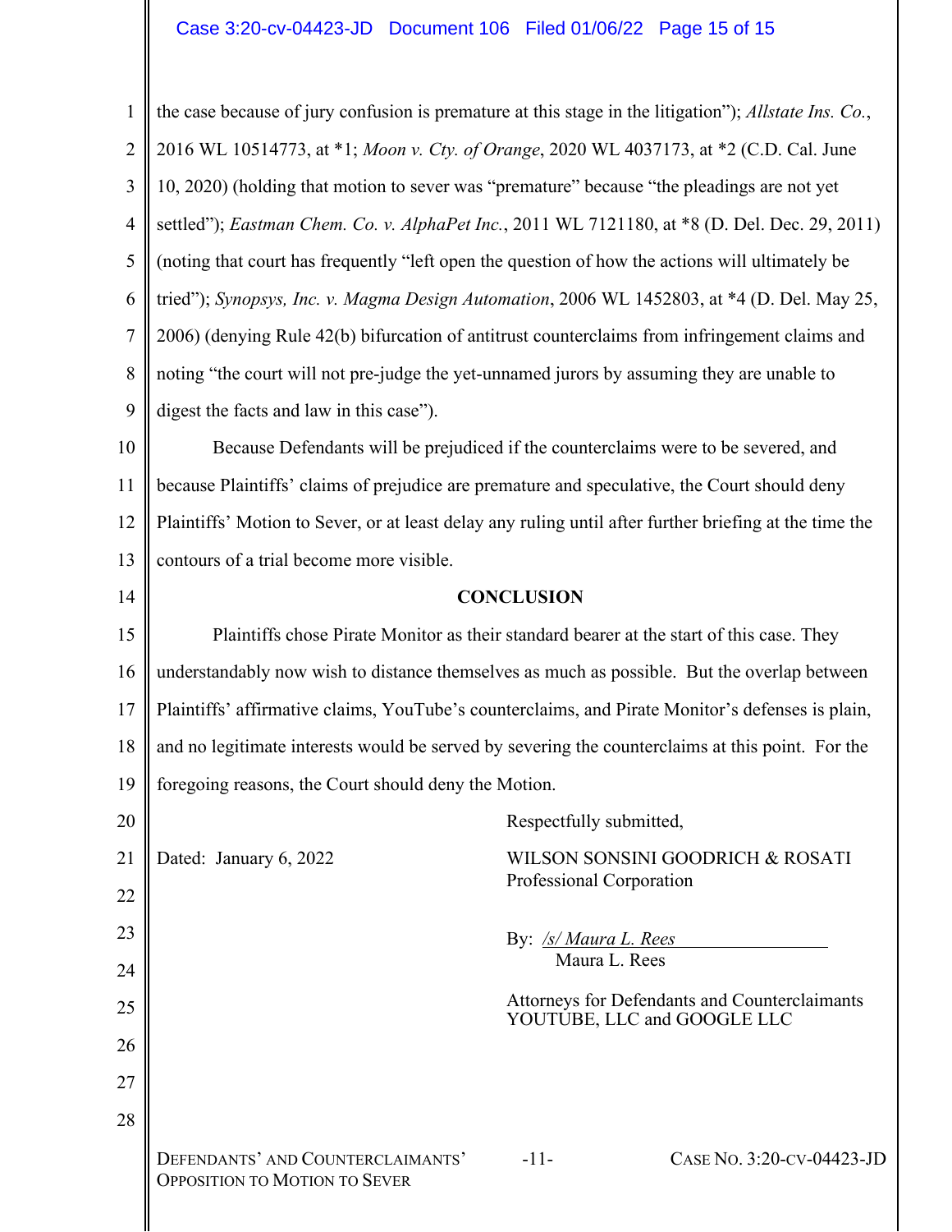the case because of jury confusion is premature at this stage in the litigation"); *Allstate Ins. Co.*, 2016 WL 10514773, at *1; *Moon v. Cty. of Orange*, 2020 WL 4037173, at *2 (C.D. Cal. June 10, 2020) (holding that motion to sever was "premature" because "the pleadings are not yet settled"); *Eastman Chem. Co. v. AlphaPet Inc.*, 2011 WL 7121180, at *8 (D. Del. Dec. 29, 2011) (noting that court has frequently "left open the question of how the actions will ultimately be tried"); *Synopsys, Inc. v. Magma Design Automation*, 2006 WL 1452803, at *4 (D. Del. May 25, 2006) (denying Rule 42(b) bifurcation of antitrust counterclaims from infringement claims and noting "the court will not pre-judge the yet-unnamed jurors by assuming they are unable to digest the facts and law in this case").

Because Defendants will be prejudiced if the counterclaims were to be severed, and because Plaintiffs' claims of prejudice are premature and speculative, the Court should deny Plaintiffs' Motion to Sever, or at least delay any ruling until after further briefing at the time the contours of a trial become more visible.

**CONCLUSION**

Plaintiffs chose Pirate Monitor as their standard bearer at the start of this case. They understandably now wish to distance themselves as much as possible. But the overlap between Plaintiffs' affirmative claims, YouTube's counterclaims, and Pirate Monitor's defenses is plain, and no legitimate interests would be served by severing the counterclaims at this point. For the foregoing reasons, the Court should deny the Motion.

Respectfully submitted,

Dated: January 6, 2022

WILSON SONSINI GOODRICH & ROSATI
Professional Corporation

By: */s/ Maura L. Rees*
Maura L. Rees

Attorneys for Defendants and Counterclaimants
YOUTUBE, LLC and GOOGLE LLC